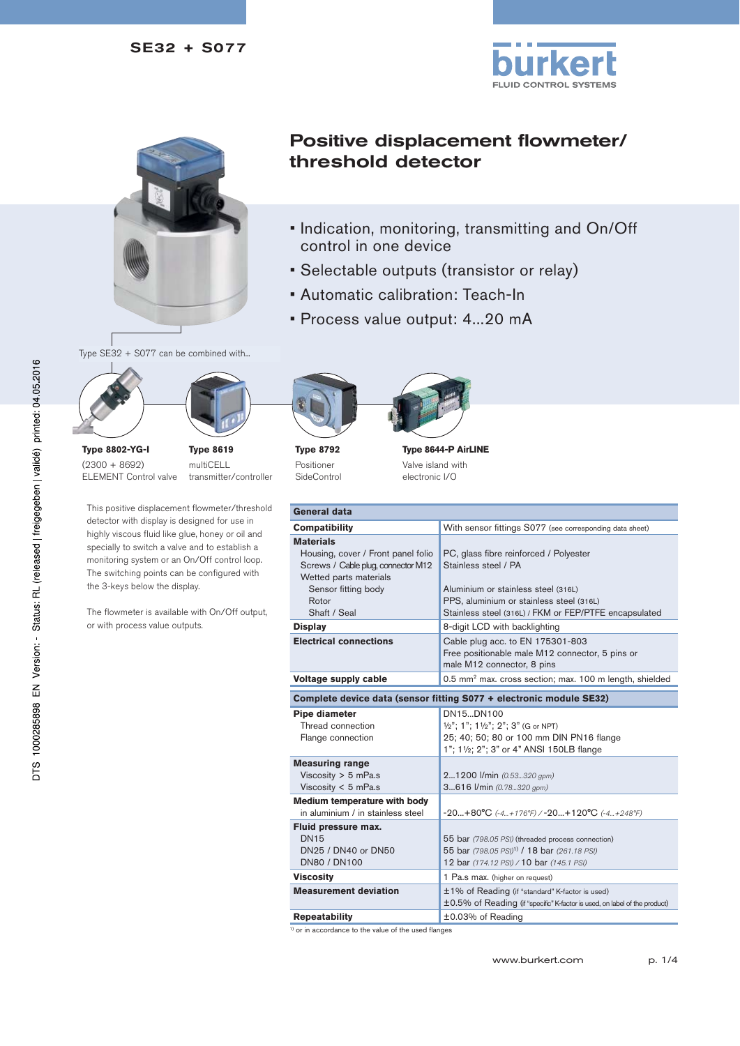SE32 + S077

# Positive displacement flowmeter/ threshold detector

- Indication, monitoring, transmitting and On/Off control in one device
- Selectable outputs (transistor or relay)
- Automatic calibration: Teach-In
- Process value output: 4...20 mA

Type SE32 + S077 can be combined with...

**Type 8802-YG-I**
(2300 + 8692)
ELEMENT Control valve

**Type 8619**
multiCELL
transmitter/controller

**Type 8792**
Positioner
SideControl

**Type 8644-P AirLINE**
Valve island with
electronic I/O

This positive displacement flowmeter/threshold detector with display is designed for use in highly viscous fluid like glue, honey or oil and specially to switch a valve and to establish a monitoring system or an On/Off control loop. The switching points can be configured with the 3-keys below the display.

The flowmeter is available with On/Off output, or with process value outputs.

| General data | |
|---|---|
| **Compatibility** | With sensor fittings S077 (see corresponding data sheet) |
| **Materials** | |
| Housing, cover / Front panel folio | PC, glass fibre reinforced / Polyester |
| Screws / Cable plug, connector M12 | Stainless steel / PA |
| Wetted parts materials | |
| Sensor fitting body | Aluminium or stainless steel (316L) |
| Rotor | PPS, aluminium or stainless steel (316L) |
| Shaft / Seal | Stainless steel (316L) / FKM or FEP/PTFE encapsulated |
| **Display** | 8-digit LCD with backlighting |
| **Electrical connections** | Cable plug acc. to EN 175301-803<br>Free positionable male M12 connector, 5 pins or male M12 connector, 8 pins |
| **Voltage supply cable** | 0.5 mm² max. cross section; max. 100 m length, shielded |

| Complete device data (sensor fitting S077 + electronic module SE32) | |
|---|---|
| **Pipe diameter** | DN15...DN100 |
| Thread connection | ½"; 1"; 1½"; 2"; 3" (G or NPT) |
| Flange connection | 25; 40; 50; 80 or 100 mm DIN PN16 flange<br>1"; 1½; 2"; 3" or 4" ANSI 150LB flange |
| **Measuring range** | |
| Viscosity > 5 mPa.s | 2...1200 l/min *(0.53...320 gpm)* |
| Viscosity < 5 mPa.s | 3...616 l/min *(0.78...320 gpm)* |
| **Medium temperature with body** in aluminium / in stainless steel | -20...+80°C *(-4...+176°F)* / -20...+120°C *(-4...+248°F)* |
| **Fluid pressure max.** | |
| DN15 | 55 bar *(798.05 PSI)* (threaded process connection) |
| DN25 / DN40 or DN50 | 55 bar *(798.05 PSI)*[1] / 18 bar *(261.18 PSI)* |
| DN80 / DN100 | 12 bar *(174.12 PSI)* / 10 bar *(145.1 PSI)* |
| **Viscosity** | 1 Pa.s max. (higher on request) |
| **Measurement deviation** | ±1% of Reading (if "standard" K-factor is used)<br>±0.5% of Reading (if "specific" K-factor is used, on label of the product) |
| **Repeatability** | ±0.03% of Reading |

[1] or in accordance to the value of the used flanges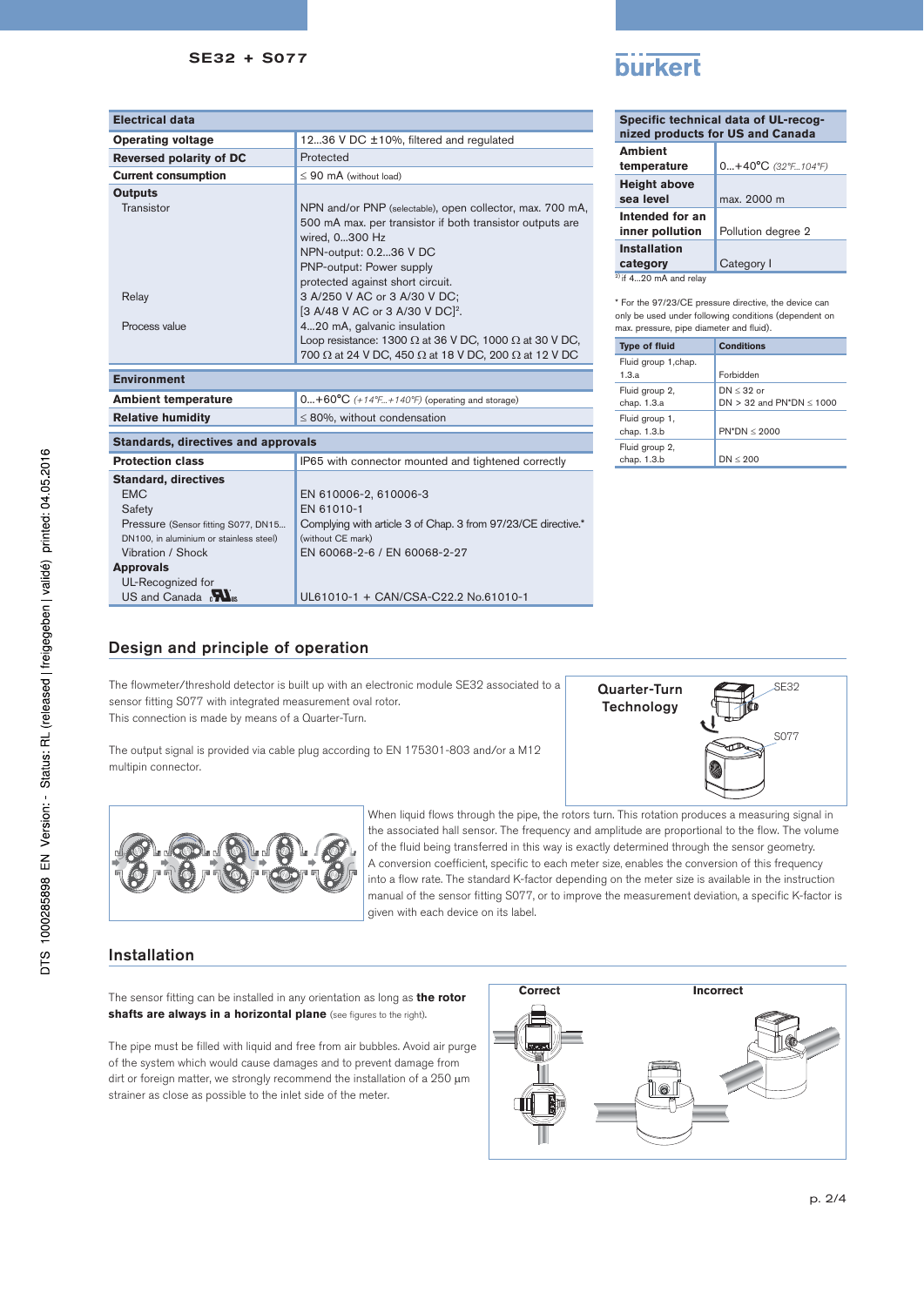| Electrical data | |
|---|---|
| **Operating voltage** | 12...36 V DC ±10%, filtered and regulated |
| **Reversed polarity of DC** | Protected |
| **Current consumption** | ≤ 90 mA (without load) |
| **Outputs** | |
| Transistor | NPN and/or PNP (selectable), open collector, max. 700 mA, 500 mA max. per transistor if both transistor outputs are wired, 0...300 Hz<br>NPN-output: 0.2...36 V DC<br>PNP-output: Power supply<br>protected against short circuit. |
| Relay | 3 A/250 V AC or 3 A/30 V DC;<br>[3 A/48 V AC or 3 A/30 V DC][2]. |
| Process value | 4...20 mA, galvanic insulation<br>Loop resistance: 1300 Ω at 36 V DC, 1000 Ω at 30 V DC, 700 Ω at 24 V DC, 450 Ω at 18 V DC, 200 Ω at 12 V DC |

| Environment | |
|---|---|
| **Ambient temperature** | 0...+60°C (+14°F...+140°F) (operating and storage) |
| **Relative humidity** | ≤ 80%, without condensation |

| Standards, directives and approvals | |
|---|---|
| **Protection class** | IP65 with connector mounted and tightened correctly |
| **Standard, directives** | |
| EMC | EN 610006-2, 610006-3 |
| Safety | EN 61010-1 |
| Pressure (Sensor fitting S077, DN15... DN100, in aluminium or stainless steel) | Complying with article 3 of Chap. 3 from 97/23/CE directive.* (without CE mark) |
| Vibration / Shock | EN 60068-2-6 / EN 60068-2-27 |
| **Approvals** | |
| UL-Recognized for US and Canada | UL61010-1 + CAN/CSA-C22.2 No.61010-1 |

| Specific technical data of UL-recognized products for US and Canada | |
|---|---|
| **Ambient temperature** | 0...+40°C (32°F...104°F) |
| **Height above sea level** | max. 2000 m |
| **Intended for an inner pollution** | Pollution degree 2 |
| **Installation category** | Category I |

[2] if 4...20 mA and relay

* For the 97/23/CE pressure directive, the device can only be used under following conditions (dependent on max. pressure, pipe diameter and fluid).

| Type of fluid | Conditions |
|---|---|
| Fluid group 1, chap. 1.3.a | Forbidden |
| Fluid group 2, chap. 1.3.a | DN ≤ 32 or<br>DN > 32 and PN*DN ≤ 1000 |
| Fluid group 1, chap. 1.3.b | PN*DN ≤ 2000 |
| Fluid group 2, chap. 1.3.b | DN ≤ 200 |

## Design and principle of operation

The flowmeter/threshold detector is built up with an electronic module SE32 associated to a sensor fitting S077 with integrated measurement oval rotor.
This connection is made by means of a Quarter-Turn.

The output signal is provided via cable plug according to EN 175301-803 and/or a M12 multipin connector.

Quarter-Turn Technology

SE32

S077

When liquid flows through the pipe, the rotors turn. This rotation produces a measuring signal in the associated hall sensor. The frequency and amplitude are proportional to the flow. The volume of the fluid being transferred in this way is exactly determined through the sensor geometry.
A conversion coefficient, specific to each meter size, enables the conversion of this frequency into a flow rate. The standard K-factor depending on the meter size is available in the instruction manual of the sensor fitting S077, or to improve the measurement deviation, a specific K-factor is given with each device on its label.

## Installation

The sensor fitting can be installed in any orientation as long as **the rotor shafts are always in a horizontal plane** (see figures to the right).

The pipe must be filled with liquid and free from air bubbles. Avoid air purge of the system which would cause damages and to prevent damage from dirt or foreign matter, we strongly recommend the installation of a 250 µm strainer as close as possible to the inlet side of the meter.

Correct

Incorrect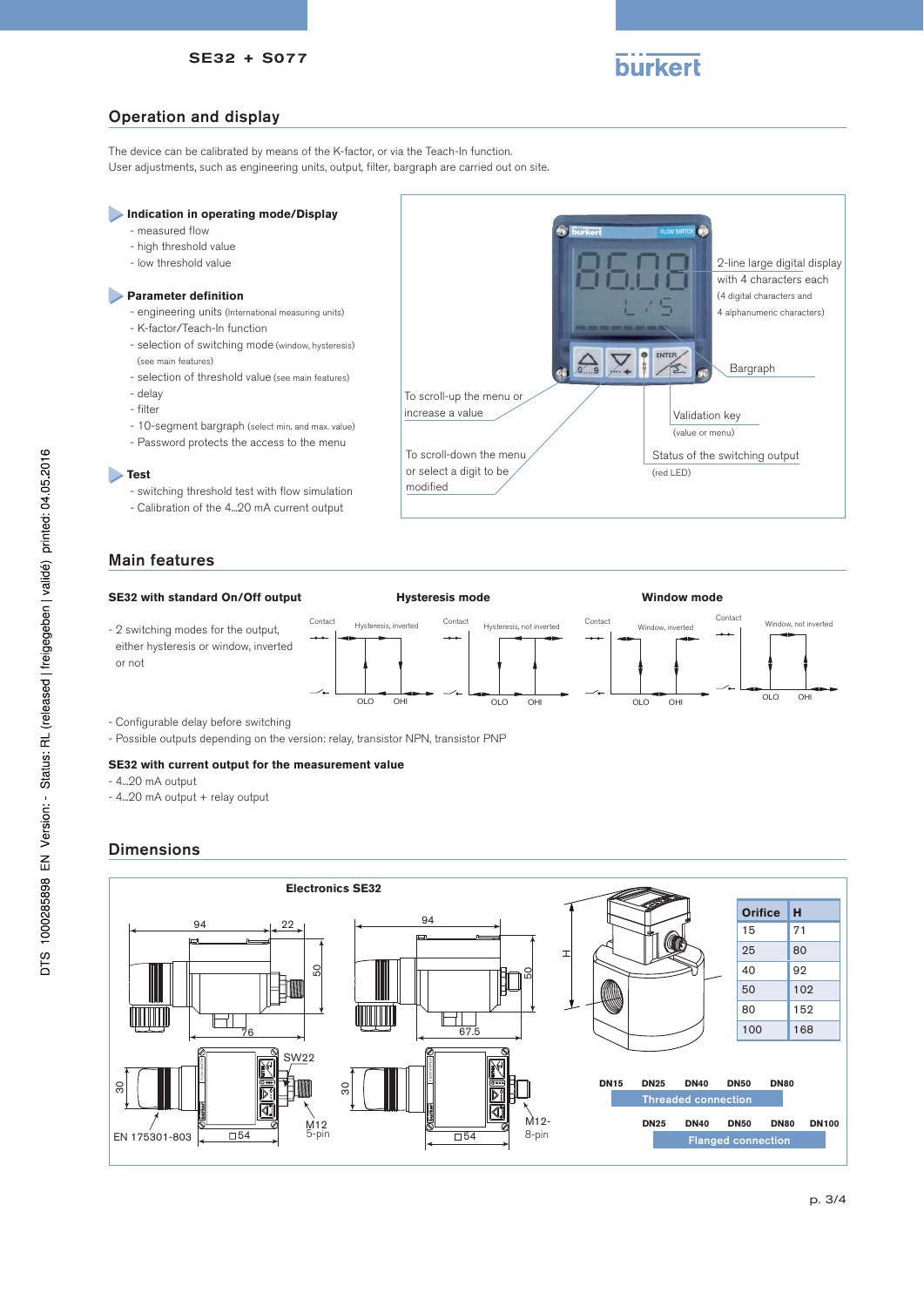## Operation and display

The device can be calibrated by means of the K-factor, or via the Teach-In function.
User adjustments, such as engineering units, output, filter, bargraph are carried out on site.

**Indication in operating mode/Display**
- measured flow
- high threshold value
- low threshold value

**Parameter definition**
- engineering units (International measuring units)
- K-factor/Teach-In function
- selection of switching mode (window, hysteresis) (see main features)
- selection of threshold value (see main features)
- delay
- filter
- 10-segment bargraph (select min. and max. value)
- Password protects the access to the menu

**Test**
- switching threshold test with flow simulation
- Calibration of the 4...20 mA current output

2-line large digital display with 4 characters each (4 digital characters and 4 alphanumeric characters)

Bargraph

To scroll-up the menu or increase a value

Validation key (value or menu)

To scroll-down the menu or select a digit to be modified

Status of the switching output (red LED)

## Main features

**SE32 with standard On/Off output**
- 2 switching modes for the output, either hysteresis or window, inverted or not

**Hysteresis mode**

Hysteresis, inverted — Contact — OLO — OHI

Hysteresis, not inverted — Contact — OLO — OHI

**Window mode**

Window, inverted — Contact — OLO — OHI

Window, not inverted — Contact — OLO — OHI

- Configurable delay before switching
- Possible outputs depending on the version: relay, transistor NPN, transistor PNP

**SE32 with current output for the measurement value**
- 4...20 mA output
- 4...20 mA output + relay output

## Dimensions

**Electronics SE32**

94, 22, 50, 76, SW22, 30, □54, M12 5-pin, EN 175301-803

94, 50, 67.5, 30, □54, M12- 8-pin

H

| Orifice | H |
|---|---|
| 15 | 71 |
| 25 | 80 |
| 40 | 92 |
| 50 | 102 |
| 80 | 152 |
| 100 | 168 |

DN15, DN25, DN40, DN50, DN80 — Threaded connection

DN25, DN40, DN50, DN80, DN100 — Flanged connection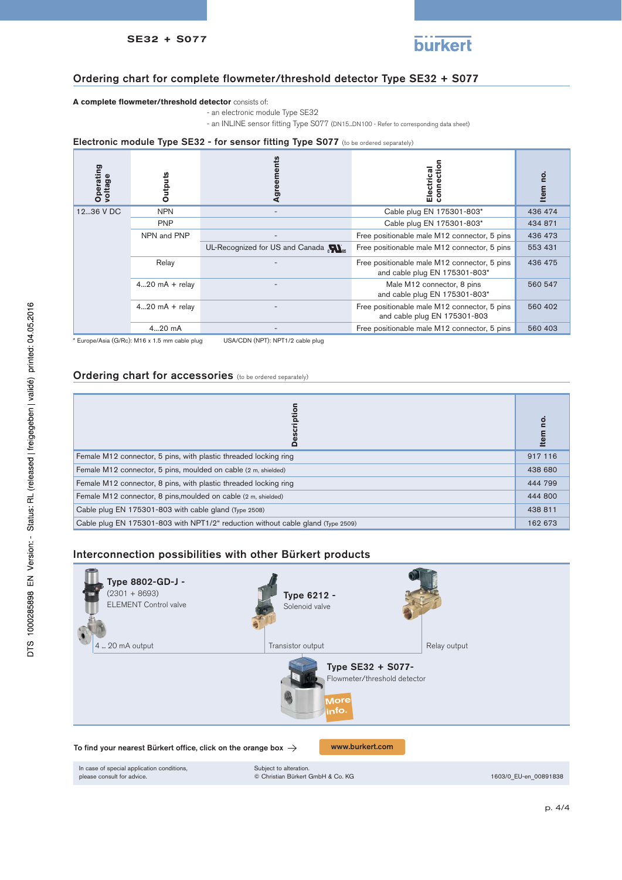## Ordering chart for complete flowmeter/threshold detector Type SE32 + S077

**A complete flowmeter/threshold detector** consists of:

- an electronic module Type SE32
- an INLINE sensor fitting Type S077 (DN15...DN100 - Refer to corresponding data sheet)

### Electronic module Type SE32 - for sensor fitting Type S077 (to be ordered separately)

| Operating voltage | Outputs | Agreements | Electrical connection | Item no. |
|---|---|---|---|---|
| 12...36 V DC | NPN | - | Cable plug EN 175301-803* | 436 474 |
| | PNP | | Cable plug EN 175301-803* | 434 871 |
| | NPN and PNP | - | Free positionable male M12 connector, 5 pins | 436 473 |
| | | UL-Recognized for US and Canada | Free positionable male M12 connector, 5 pins | 553 431 |
| | Relay | - | Free positionable male M12 connector, 5 pins and cable plug EN 175301-803* | 436 475 |
| | 4...20 mA + relay | - | Male M12 connector, 8 pins and cable plug EN 175301-803* | 560 547 |
| | 4...20 mA + relay | - | Free positionable male M12 connector, 5 pins and cable plug EN 175301-803 | 560 402 |
| | 4...20 mA | - | Free positionable male M12 connector, 5 pins | 560 403 |

\* Europe/Asia (G/Rc): M16 x 1.5 mm cable plug    USA/CDN (NPT): NPT1/2 cable plug

## Ordering chart for accessories (to be ordered separately)

| Description | Item no. |
|---|---|
| Female M12 connector, 5 pins, with plastic threaded locking ring | 917 116 |
| Female M12 connector, 5 pins, moulded on cable (2 m, shielded) | 438 680 |
| Female M12 connector, 8 pins, with plastic threaded locking ring | 444 799 |
| Female M12 connector, 8 pins,moulded on cable (2 m, shielded) | 444 800 |
| Cable plug EN 175301-803 with cable gland (Type 2508) | 438 811 |
| Cable plug EN 175301-803 with NPT1/2" reduction without cable gland (Type 2509) | 162 673 |

## Interconnection possibilities with other Bürkert products

**Type 8802-GD-J -**
(2301 + 8693)
ELEMENT Control valve

**Type 6212 -**
Solenoid valve

4 ... 20 mA output

Transistor output

Relay output

**Type SE32 + S077-**
Flowmeter/threshold detector

More info.

To find your nearest Bürkert office, click on the orange box → www.burkert.com

In case of special application conditions, please consult for advice.

Subject to alteration.
© Christian Bürkert GmbH & Co. KG

1603/0_EU-en_00891838